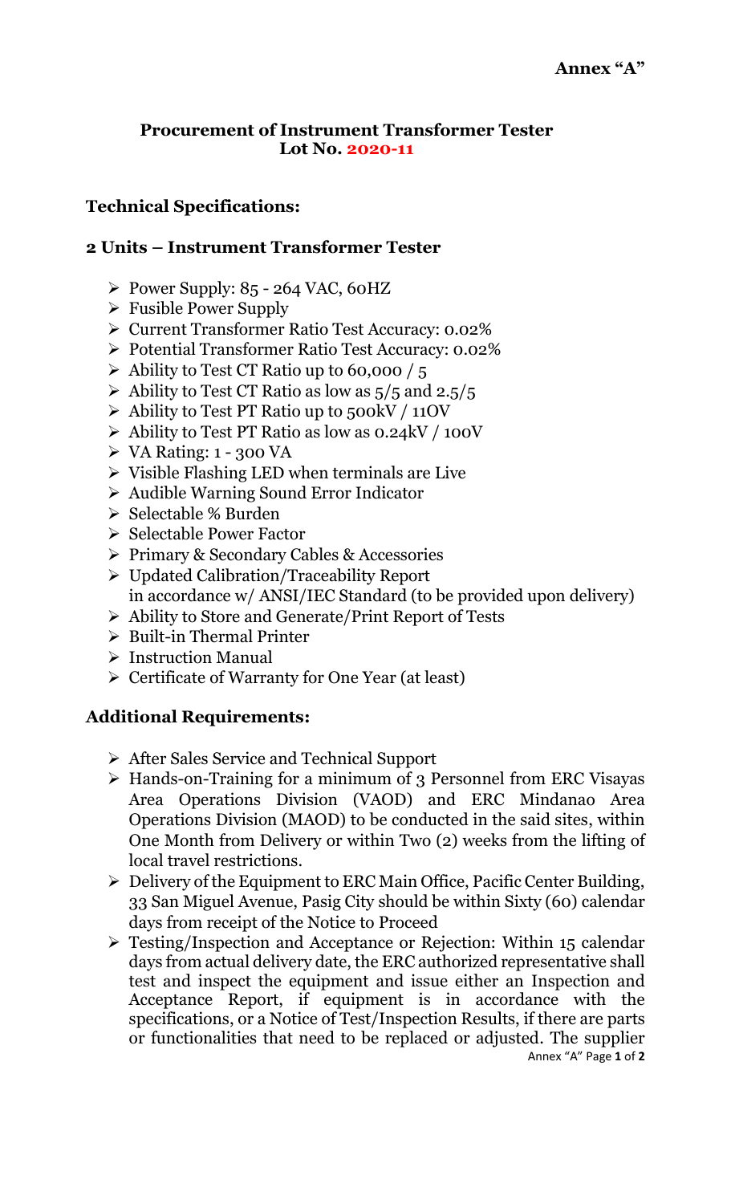**Annex "A"**

**Procurement of Instrument Transformer Tester**
**Lot No. 2020-11**

### Technical Specifications:

### 2 Units – Instrument Transformer Tester

- Power Supply: 85 - 264 VAC, 60HZ
- Fusible Power Supply
- Current Transformer Ratio Test Accuracy: 0.02%
- Potential Transformer Ratio Test Accuracy: 0.02%
- Ability to Test CT Ratio up to 60,000 / 5
- Ability to Test CT Ratio as low as 5/5 and 2.5/5
- Ability to Test PT Ratio up to 500kV / 11OV
- Ability to Test PT Ratio as low as 0.24kV / 100V
- VA Rating: 1 - 300 VA
- Visible Flashing LED when terminals are Live
- Audible Warning Sound Error Indicator
- Selectable % Burden
- Selectable Power Factor
- Primary & Secondary Cables & Accessories
- Updated Calibration/Traceability Report in accordance w/ ANSI/IEC Standard (to be provided upon delivery)
- Ability to Store and Generate/Print Report of Tests
- Built-in Thermal Printer
- Instruction Manual
- Certificate of Warranty for One Year (at least)

### Additional Requirements:

- After Sales Service and Technical Support
- Hands-on-Training for a minimum of 3 Personnel from ERC Visayas Area Operations Division (VAOD) and ERC Mindanao Area Operations Division (MAOD) to be conducted in the said sites, within One Month from Delivery or within Two (2) weeks from the lifting of local travel restrictions.
- Delivery of the Equipment to ERC Main Office, Pacific Center Building, 33 San Miguel Avenue, Pasig City should be within Sixty (60) calendar days from receipt of the Notice to Proceed
- Testing/Inspection and Acceptance or Rejection: Within 15 calendar days from actual delivery date, the ERC authorized representative shall test and inspect the equipment and issue either an Inspection and Acceptance Report, if equipment is in accordance with the specifications, or a Notice of Test/Inspection Results, if there are parts or functionalities that need to be replaced or adjusted. The supplier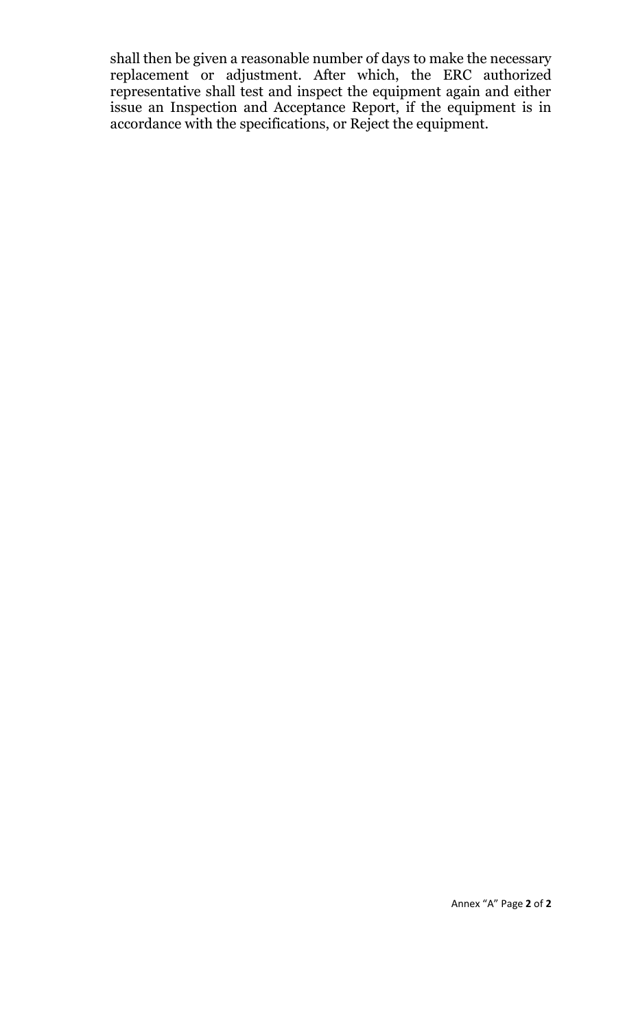shall then be given a reasonable number of days to make the necessary replacement or adjustment. After which, the ERC authorized representative shall test and inspect the equipment again and either issue an Inspection and Acceptance Report, if the equipment is in accordance with the specifications, or Reject the equipment.